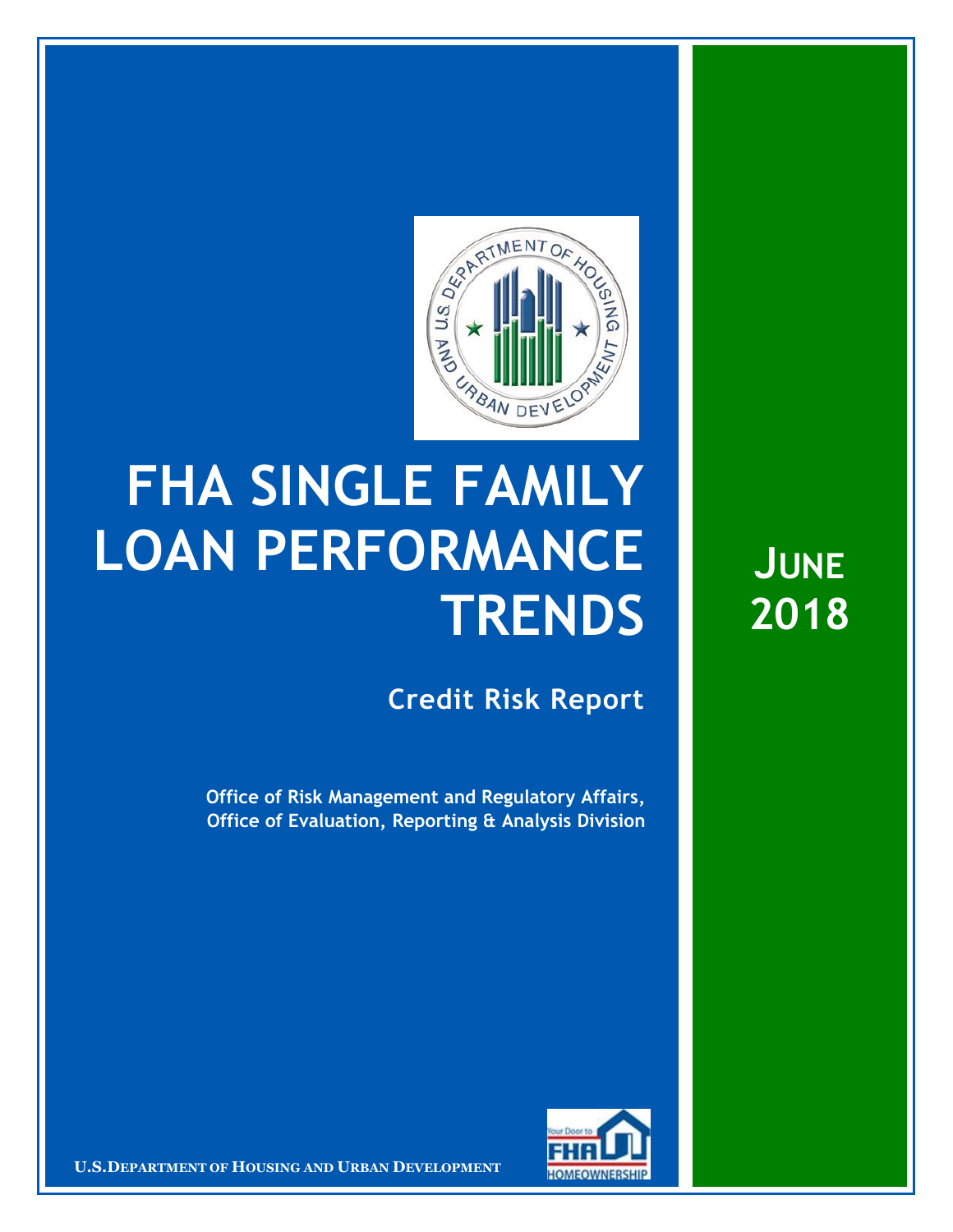# FHA SINGLE FAMILY LOAN PERFORMANCE TRENDS

## Credit Risk Report

**Office of Risk Management and Regulatory Affairs, Office of Evaluation, Reporting & Analysis Division**

**JUNE 2018**

**U.S. DEPARTMENT OF HOUSING AND URBAN DEVELOPMENT**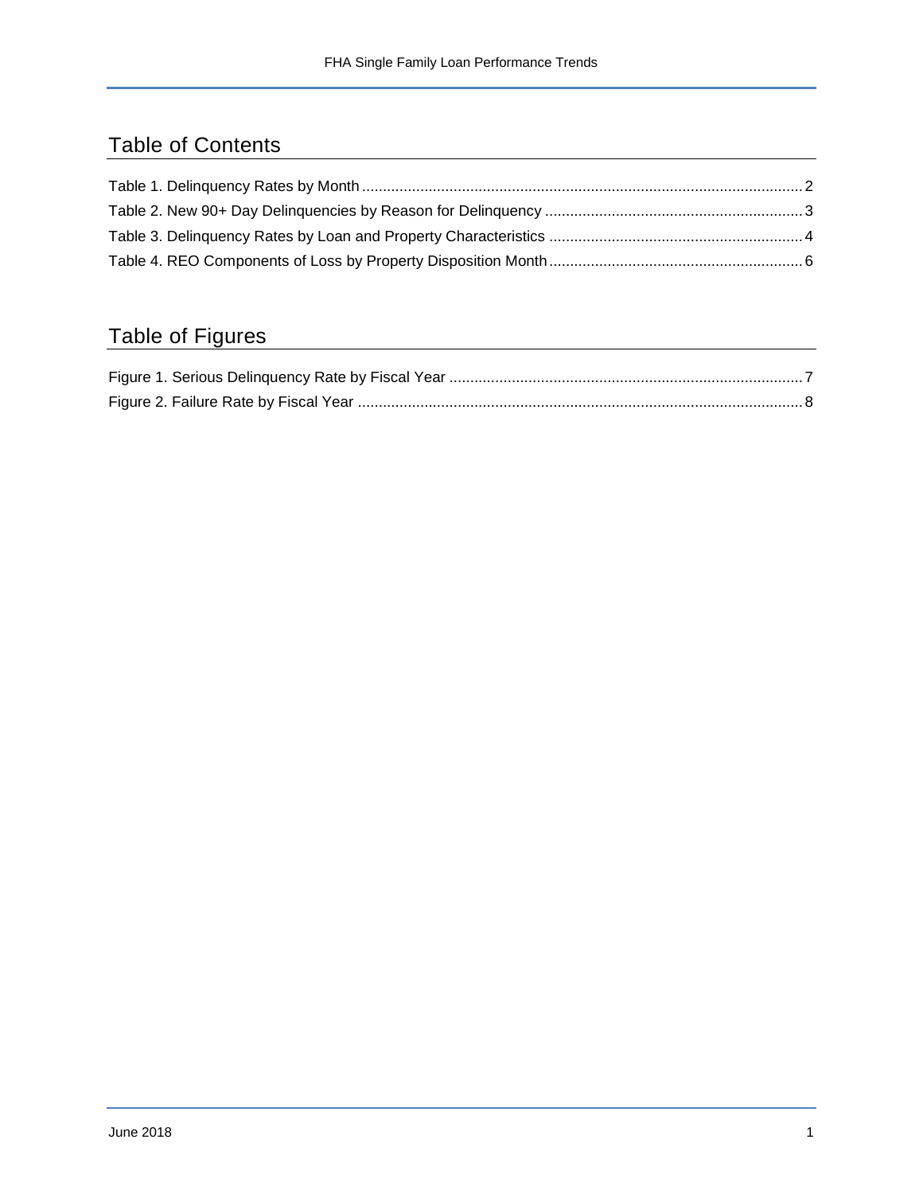## Table of Contents

Table 1. Delinquency Rates by Month ........................................................................................................ 2
Table 2. New 90+ Day Delinquencies by Reason for Delinquency ............................................................ 3
Table 3. Delinquency Rates by Loan and Property Characteristics ............................................................ 4
Table 4. REO Components of Loss by Property Disposition Month ............................................................ 6

## Table of Figures

Figure 1. Serious Delinquency Rate by Fiscal Year .................................................................................... 7
Figure 2. Failure Rate by Fiscal Year .......................................................................................................... 8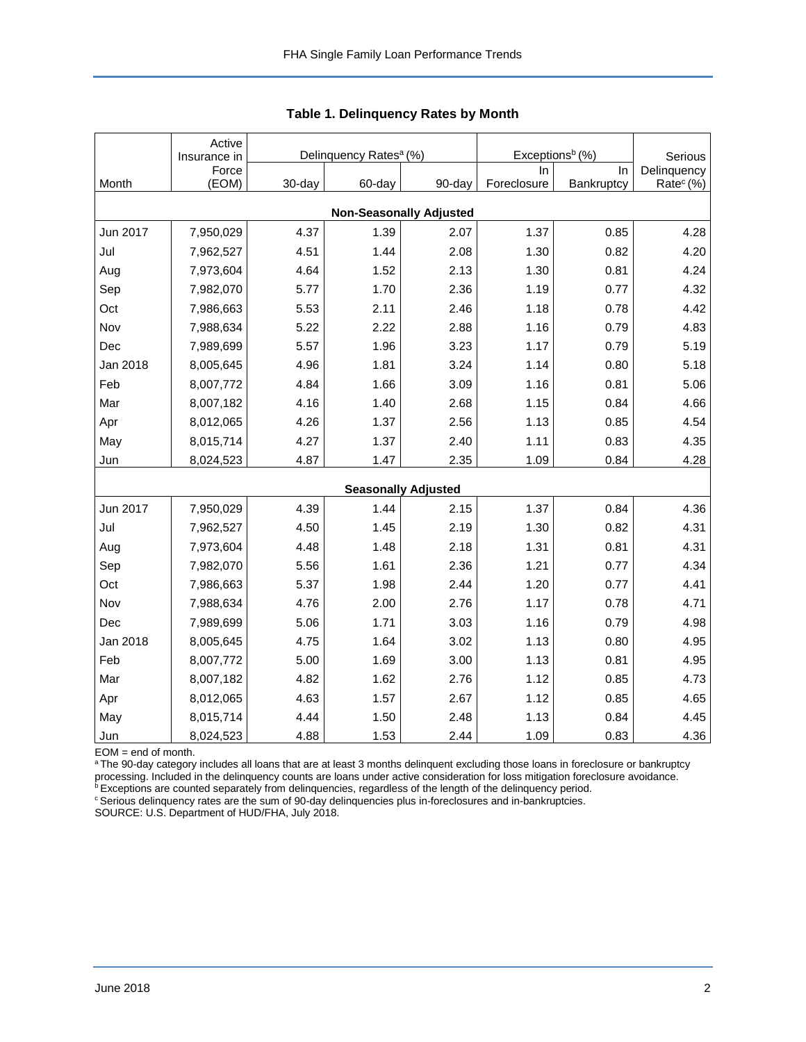## Table 1. Delinquency Rates by Month

| Month | Active Insurance in Force (EOM) | Delinquency Rates[a] (%) | | | Exceptions[b] (%) | | Serious Delinquency Rate[c] (%) |
|---|---|---|---|---|---|---|---|
| | | 30-day | 60-day | 90-day | In Foreclosure | In Bankruptcy | |
| **Non-Seasonally Adjusted** | | | | | | | |
| Jun 2017 | 7,950,029 | 4.37 | 1.39 | 2.07 | 1.37 | 0.85 | 4.28 |
| Jul | 7,962,527 | 4.51 | 1.44 | 2.08 | 1.30 | 0.82 | 4.20 |
| Aug | 7,973,604 | 4.64 | 1.52 | 2.13 | 1.30 | 0.81 | 4.24 |
| Sep | 7,982,070 | 5.77 | 1.70 | 2.36 | 1.19 | 0.77 | 4.32 |
| Oct | 7,986,663 | 5.53 | 2.11 | 2.46 | 1.18 | 0.78 | 4.42 |
| Nov | 7,988,634 | 5.22 | 2.22 | 2.88 | 1.16 | 0.79 | 4.83 |
| Dec | 7,989,699 | 5.57 | 1.96 | 3.23 | 1.17 | 0.79 | 5.19 |
| Jan 2018 | 8,005,645 | 4.96 | 1.81 | 3.24 | 1.14 | 0.80 | 5.18 |
| Feb | 8,007,772 | 4.84 | 1.66 | 3.09 | 1.16 | 0.81 | 5.06 |
| Mar | 8,007,182 | 4.16 | 1.40 | 2.68 | 1.15 | 0.84 | 4.66 |
| Apr | 8,012,065 | 4.26 | 1.37 | 2.56 | 1.13 | 0.85 | 4.54 |
| May | 8,015,714 | 4.27 | 1.37 | 2.40 | 1.11 | 0.83 | 4.35 |
| Jun | 8,024,523 | 4.87 | 1.47 | 2.35 | 1.09 | 0.84 | 4.28 |
| **Seasonally Adjusted** | | | | | | | |
| Jun 2017 | 7,950,029 | 4.39 | 1.44 | 2.15 | 1.37 | 0.84 | 4.36 |
| Jul | 7,962,527 | 4.50 | 1.45 | 2.19 | 1.30 | 0.82 | 4.31 |
| Aug | 7,973,604 | 4.48 | 1.48 | 2.18 | 1.31 | 0.81 | 4.31 |
| Sep | 7,982,070 | 5.56 | 1.61 | 2.36 | 1.21 | 0.77 | 4.34 |
| Oct | 7,986,663 | 5.37 | 1.98 | 2.44 | 1.20 | 0.77 | 4.41 |
| Nov | 7,988,634 | 4.76 | 2.00 | 2.76 | 1.17 | 0.78 | 4.71 |
| Dec | 7,989,699 | 5.06 | 1.71 | 3.03 | 1.16 | 0.79 | 4.98 |
| Jan 2018 | 8,005,645 | 4.75 | 1.64 | 3.02 | 1.13 | 0.80 | 4.95 |
| Feb | 8,007,772 | 5.00 | 1.69 | 3.00 | 1.13 | 0.81 | 4.95 |
| Mar | 8,007,182 | 4.82 | 1.62 | 2.76 | 1.12 | 0.85 | 4.73 |
| Apr | 8,012,065 | 4.63 | 1.57 | 2.67 | 1.12 | 0.85 | 4.65 |
| May | 8,015,714 | 4.44 | 1.50 | 2.48 | 1.13 | 0.84 | 4.45 |
| Jun | 8,024,523 | 4.88 | 1.53 | 2.44 | 1.09 | 0.83 | 4.36 |

EOM = end of month.
[a] The 90-day category includes all loans that are at least 3 months delinquent excluding those loans in foreclosure or bankruptcy processing. Included in the delinquency counts are loans under active consideration for loss mitigation foreclosure avoidance.
[b] Exceptions are counted separately from delinquencies, regardless of the length of the delinquency period.
[c] Serious delinquency rates are the sum of 90-day delinquencies plus in-foreclosures and in-bankruptcies.
SOURCE: U.S. Department of HUD/FHA, July 2018.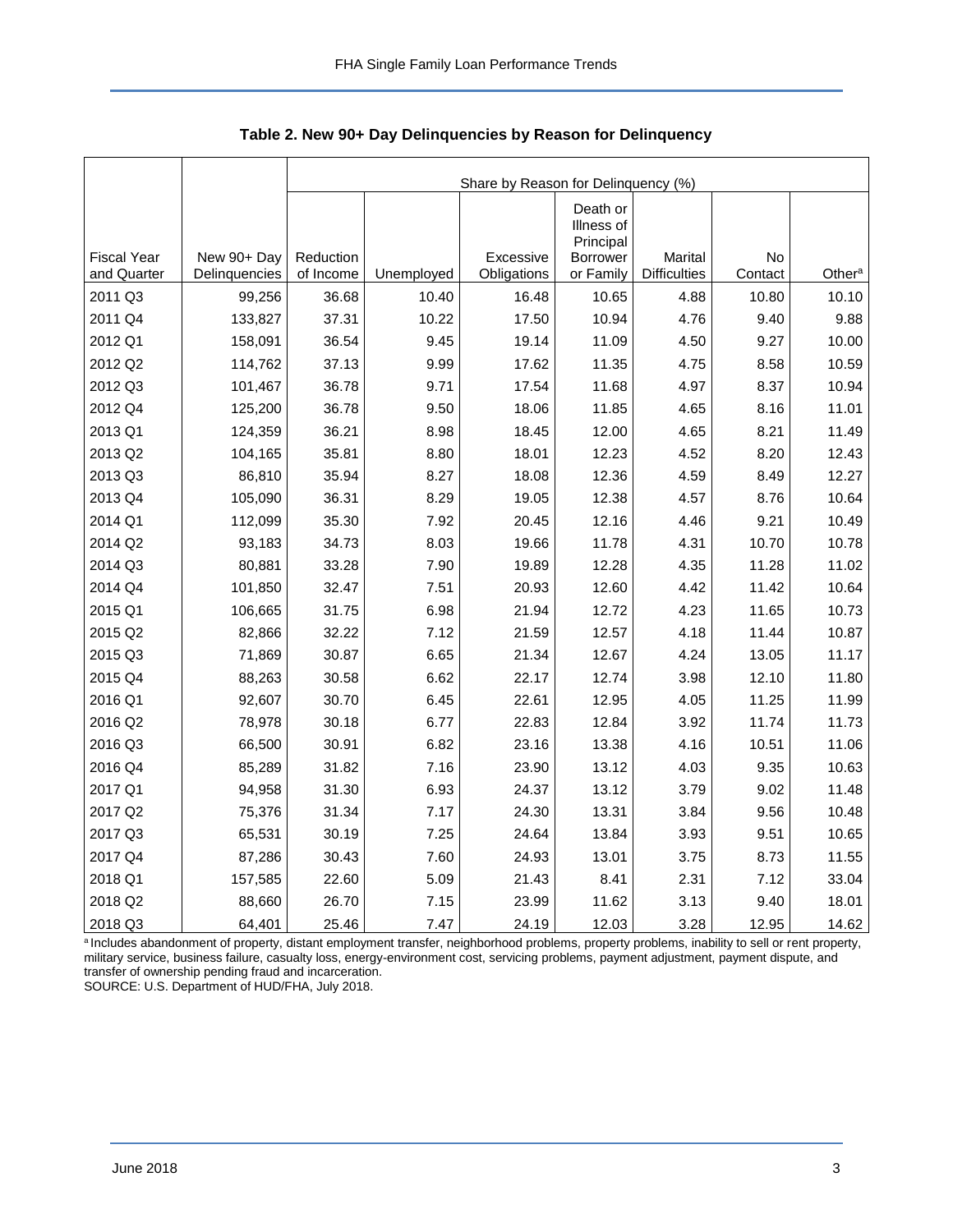**Table 2. New 90+ Day Delinquencies by Reason for Delinquency**

| | | Share by Reason for Delinquency (%) | | | | | | |
|---|---|---|---|---|---|---|---|---|
| Fiscal Year and Quarter | New 90+ Day Delinquencies | Reduction of Income | Unemployed | Excessive Obligations | Death or Illness of Principal Borrower or Family | Marital Difficulties | No Contact | Other[a] |
| 2011 Q3 | 99,256 | 36.68 | 10.40 | 16.48 | 10.65 | 4.88 | 10.80 | 10.10 |
| 2011 Q4 | 133,827 | 37.31 | 10.22 | 17.50 | 10.94 | 4.76 | 9.40 | 9.88 |
| 2012 Q1 | 158,091 | 36.54 | 9.45 | 19.14 | 11.09 | 4.50 | 9.27 | 10.00 |
| 2012 Q2 | 114,762 | 37.13 | 9.99 | 17.62 | 11.35 | 4.75 | 8.58 | 10.59 |
| 2012 Q3 | 101,467 | 36.78 | 9.71 | 17.54 | 11.68 | 4.97 | 8.37 | 10.94 |
| 2012 Q4 | 125,200 | 36.78 | 9.50 | 18.06 | 11.85 | 4.65 | 8.16 | 11.01 |
| 2013 Q1 | 124,359 | 36.21 | 8.98 | 18.45 | 12.00 | 4.65 | 8.21 | 11.49 |
| 2013 Q2 | 104,165 | 35.81 | 8.80 | 18.01 | 12.23 | 4.52 | 8.20 | 12.43 |
| 2013 Q3 | 86,810 | 35.94 | 8.27 | 18.08 | 12.36 | 4.59 | 8.49 | 12.27 |
| 2013 Q4 | 105,090 | 36.31 | 8.29 | 19.05 | 12.38 | 4.57 | 8.76 | 10.64 |
| 2014 Q1 | 112,099 | 35.30 | 7.92 | 20.45 | 12.16 | 4.46 | 9.21 | 10.49 |
| 2014 Q2 | 93,183 | 34.73 | 8.03 | 19.66 | 11.78 | 4.31 | 10.70 | 10.78 |
| 2014 Q3 | 80,881 | 33.28 | 7.90 | 19.89 | 12.28 | 4.35 | 11.28 | 11.02 |
| 2014 Q4 | 101,850 | 32.47 | 7.51 | 20.93 | 12.60 | 4.42 | 11.42 | 10.64 |
| 2015 Q1 | 106,665 | 31.75 | 6.98 | 21.94 | 12.72 | 4.23 | 11.65 | 10.73 |
| 2015 Q2 | 82,866 | 32.22 | 7.12 | 21.59 | 12.57 | 4.18 | 11.44 | 10.87 |
| 2015 Q3 | 71,869 | 30.87 | 6.65 | 21.34 | 12.67 | 4.24 | 13.05 | 11.17 |
| 2015 Q4 | 88,263 | 30.58 | 6.62 | 22.17 | 12.74 | 3.98 | 12.10 | 11.80 |
| 2016 Q1 | 92,607 | 30.70 | 6.45 | 22.61 | 12.95 | 4.05 | 11.25 | 11.99 |
| 2016 Q2 | 78,978 | 30.18 | 6.77 | 22.83 | 12.84 | 3.92 | 11.74 | 11.73 |
| 2016 Q3 | 66,500 | 30.91 | 6.82 | 23.16 | 13.38 | 4.16 | 10.51 | 11.06 |
| 2016 Q4 | 85,289 | 31.82 | 7.16 | 23.90 | 13.12 | 4.03 | 9.35 | 10.63 |
| 2017 Q1 | 94,958 | 31.30 | 6.93 | 24.37 | 13.12 | 3.79 | 9.02 | 11.48 |
| 2017 Q2 | 75,376 | 31.34 | 7.17 | 24.30 | 13.31 | 3.84 | 9.56 | 10.48 |
| 2017 Q3 | 65,531 | 30.19 | 7.25 | 24.64 | 13.84 | 3.93 | 9.51 | 10.65 |
| 2017 Q4 | 87,286 | 30.43 | 7.60 | 24.93 | 13.01 | 3.75 | 8.73 | 11.55 |
| 2018 Q1 | 157,585 | 22.60 | 5.09 | 21.43 | 8.41 | 2.31 | 7.12 | 33.04 |
| 2018 Q2 | 88,660 | 26.70 | 7.15 | 23.99 | 11.62 | 3.13 | 9.40 | 18.01 |
| 2018 Q3 | 64,401 | 25.46 | 7.47 | 24.19 | 12.03 | 3.28 | 12.95 | 14.62 |

[a] Includes abandonment of property, distant employment transfer, neighborhood problems, property problems, inability to sell or rent property, military service, business failure, casualty loss, energy-environment cost, servicing problems, payment adjustment, payment dispute, and transfer of ownership pending fraud and incarceration.
SOURCE: U.S. Department of HUD/FHA, July 2018.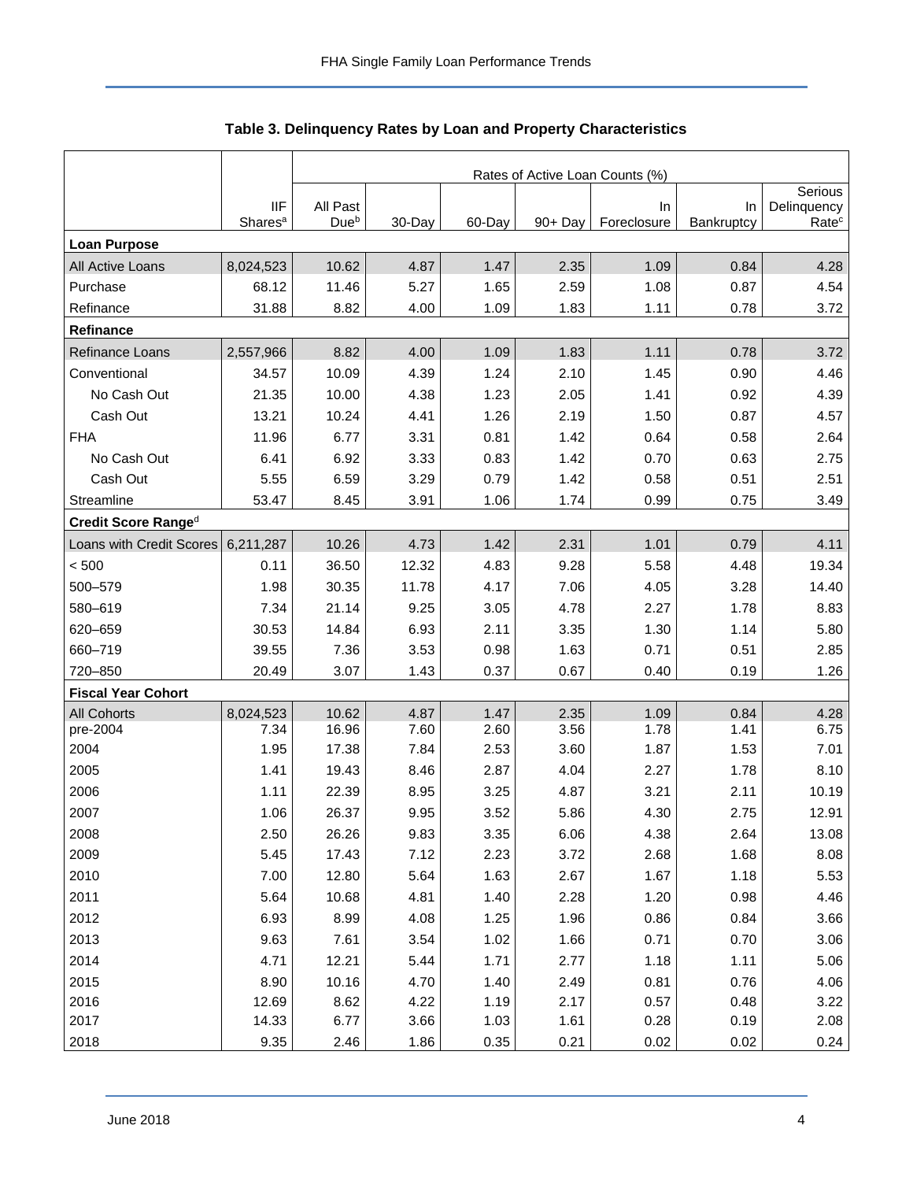## Table 3. Delinquency Rates by Loan and Property Characteristics

| | IIF Shares[a] | Rates of Active Loan Counts (%) | | | | | | |
|---|---|---|---|---|---|---|---|---|
| | | All Past Due[b] | 30-Day | 60-Day | 90+ Day | In Foreclosure | In Bankruptcy | Serious Delinquency Rate[c] |
| **Loan Purpose** | | | | | | | | |
| All Active Loans | 8,024,523 | 10.62 | 4.87 | 1.47 | 2.35 | 1.09 | 0.84 | 4.28 |
| Purchase | 68.12 | 11.46 | 5.27 | 1.65 | 2.59 | 1.08 | 0.87 | 4.54 |
| Refinance | 31.88 | 8.82 | 4.00 | 1.09 | 1.83 | 1.11 | 0.78 | 3.72 |
| **Refinance** | | | | | | | | |
| Refinance Loans | 2,557,966 | 8.82 | 4.00 | 1.09 | 1.83 | 1.11 | 0.78 | 3.72 |
| Conventional | 34.57 | 10.09 | 4.39 | 1.24 | 2.10 | 1.45 | 0.90 | 4.46 |
| No Cash Out | 21.35 | 10.00 | 4.38 | 1.23 | 2.05 | 1.41 | 0.92 | 4.39 |
| Cash Out | 13.21 | 10.24 | 4.41 | 1.26 | 2.19 | 1.50 | 0.87 | 4.57 |
| FHA | 11.96 | 6.77 | 3.31 | 0.81 | 1.42 | 0.64 | 0.58 | 2.64 |
| No Cash Out | 6.41 | 6.92 | 3.33 | 0.83 | 1.42 | 0.70 | 0.63 | 2.75 |
| Cash Out | 5.55 | 6.59 | 3.29 | 0.79 | 1.42 | 0.58 | 0.51 | 2.51 |
| Streamline | 53.47 | 8.45 | 3.91 | 1.06 | 1.74 | 0.99 | 0.75 | 3.49 |
| **Credit Score Range[d]** | | | | | | | | |
| Loans with Credit Scores | 6,211,287 | 10.26 | 4.73 | 1.42 | 2.31 | 1.01 | 0.79 | 4.11 |
| < 500 | 0.11 | 36.50 | 12.32 | 4.83 | 9.28 | 5.58 | 4.48 | 19.34 |
| 500–579 | 1.98 | 30.35 | 11.78 | 4.17 | 7.06 | 4.05 | 3.28 | 14.40 |
| 580–619 | 7.34 | 21.14 | 9.25 | 3.05 | 4.78 | 2.27 | 1.78 | 8.83 |
| 620–659 | 30.53 | 14.84 | 6.93 | 2.11 | 3.35 | 1.30 | 1.14 | 5.80 |
| 660–719 | 39.55 | 7.36 | 3.53 | 0.98 | 1.63 | 0.71 | 0.51 | 2.85 |
| 720–850 | 20.49 | 3.07 | 1.43 | 0.37 | 0.67 | 0.40 | 0.19 | 1.26 |
| **Fiscal Year Cohort** | | | | | | | | |
| All Cohorts | 8,024,523 | 10.62 | 4.87 | 1.47 | 2.35 | 1.09 | 0.84 | 4.28 |
| pre-2004 | 7.34 | 16.96 | 7.60 | 2.60 | 3.56 | 1.78 | 1.41 | 6.75 |
| 2004 | 1.95 | 17.38 | 7.84 | 2.53 | 3.60 | 1.87 | 1.53 | 7.01 |
| 2005 | 1.41 | 19.43 | 8.46 | 2.87 | 4.04 | 2.27 | 1.78 | 8.10 |
| 2006 | 1.11 | 22.39 | 8.95 | 3.25 | 4.87 | 3.21 | 2.11 | 10.19 |
| 2007 | 1.06 | 26.37 | 9.95 | 3.52 | 5.86 | 4.30 | 2.75 | 12.91 |
| 2008 | 2.50 | 26.26 | 9.83 | 3.35 | 6.06 | 4.38 | 2.64 | 13.08 |
| 2009 | 5.45 | 17.43 | 7.12 | 2.23 | 3.72 | 2.68 | 1.68 | 8.08 |
| 2010 | 7.00 | 12.80 | 5.64 | 1.63 | 2.67 | 1.67 | 1.18 | 5.53 |
| 2011 | 5.64 | 10.68 | 4.81 | 1.40 | 2.28 | 1.20 | 0.98 | 4.46 |
| 2012 | 6.93 | 8.99 | 4.08 | 1.25 | 1.96 | 0.86 | 0.84 | 3.66 |
| 2013 | 9.63 | 7.61 | 3.54 | 1.02 | 1.66 | 0.71 | 0.70 | 3.06 |
| 2014 | 4.71 | 12.21 | 5.44 | 1.71 | 2.77 | 1.18 | 1.11 | 5.06 |
| 2015 | 8.90 | 10.16 | 4.70 | 1.40 | 2.49 | 0.81 | 0.76 | 4.06 |
| 2016 | 12.69 | 8.62 | 4.22 | 1.19 | 2.17 | 0.57 | 0.48 | 3.22 |
| 2017 | 14.33 | 6.77 | 3.66 | 1.03 | 1.61 | 0.28 | 0.19 | 2.08 |
| 2018 | 9.35 | 2.46 | 1.86 | 0.35 | 0.21 | 0.02 | 0.02 | 0.24 |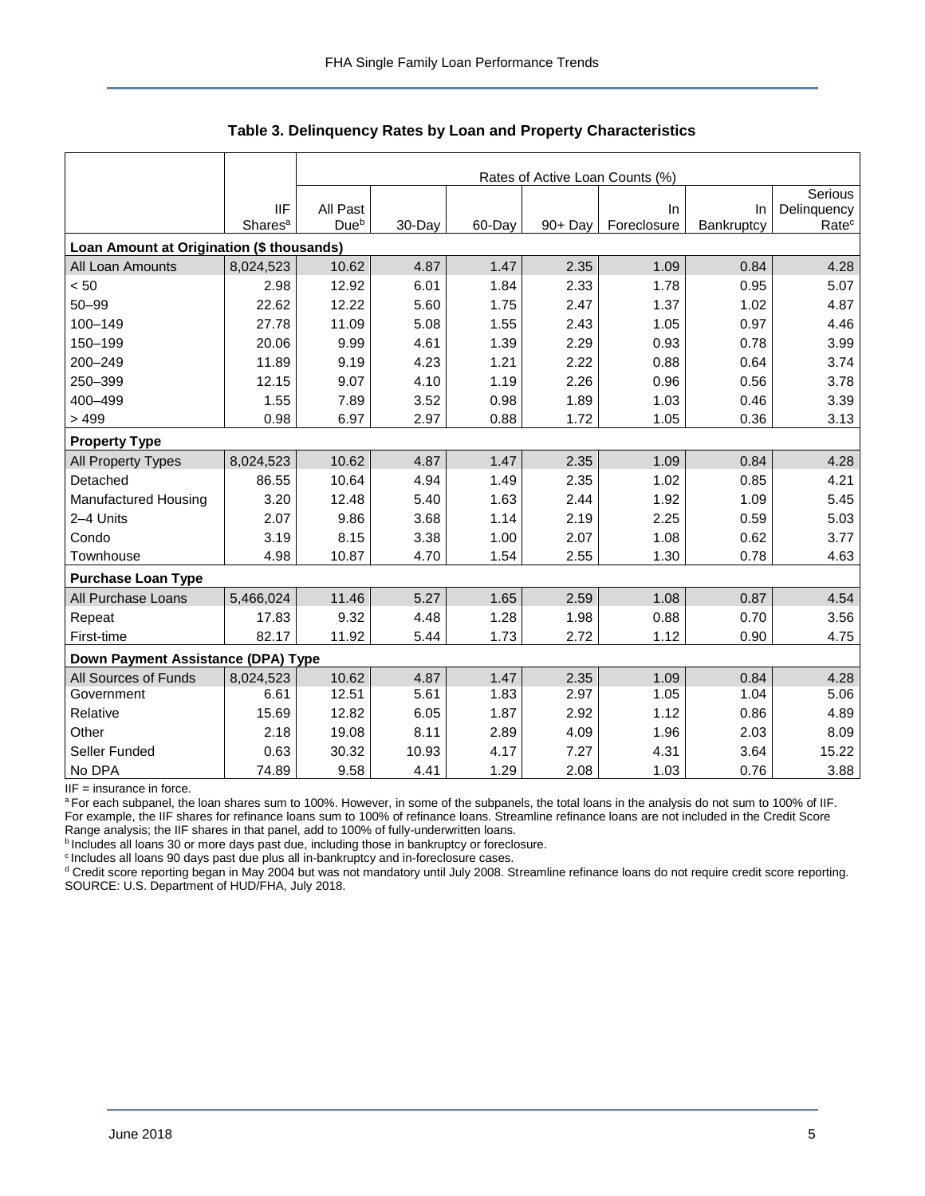**Table 3. Delinquency Rates by Loan and Property Characteristics**

| | IIF Shares[a] | Rates of Active Loan Counts (%) | | | | | | |
|---|---|---|---|---|---|---|---|---|
| | | All Past Due[b] | 30-Day | 60-Day | 90+ Day | In Foreclosure | In Bankruptcy | Serious Delinquency Rate[c] |
| **Loan Amount at Origination ($ thousands)** | | | | | | | | |
| All Loan Amounts | 8,024,523 | 10.62 | 4.87 | 1.47 | 2.35 | 1.09 | 0.84 | 4.28 |
| < 50 | 2.98 | 12.92 | 6.01 | 1.84 | 2.33 | 1.78 | 0.95 | 5.07 |
| 50–99 | 22.62 | 12.22 | 5.60 | 1.75 | 2.47 | 1.37 | 1.02 | 4.87 |
| 100–149 | 27.78 | 11.09 | 5.08 | 1.55 | 2.43 | 1.05 | 0.97 | 4.46 |
| 150–199 | 20.06 | 9.99 | 4.61 | 1.39 | 2.29 | 0.93 | 0.78 | 3.99 |
| 200–249 | 11.89 | 9.19 | 4.23 | 1.21 | 2.22 | 0.88 | 0.64 | 3.74 |
| 250–399 | 12.15 | 9.07 | 4.10 | 1.19 | 2.26 | 0.96 | 0.56 | 3.78 |
| 400–499 | 1.55 | 7.89 | 3.52 | 0.98 | 1.89 | 1.03 | 0.46 | 3.39 |
| > 499 | 0.98 | 6.97 | 2.97 | 0.88 | 1.72 | 1.05 | 0.36 | 3.13 |
| **Property Type** | | | | | | | | |
| All Property Types | 8,024,523 | 10.62 | 4.87 | 1.47 | 2.35 | 1.09 | 0.84 | 4.28 |
| Detached | 86.55 | 10.64 | 4.94 | 1.49 | 2.35 | 1.02 | 0.85 | 4.21 |
| Manufactured Housing | 3.20 | 12.48 | 5.40 | 1.63 | 2.44 | 1.92 | 1.09 | 5.45 |
| 2–4 Units | 2.07 | 9.86 | 3.68 | 1.14 | 2.19 | 2.25 | 0.59 | 5.03 |
| Condo | 3.19 | 8.15 | 3.38 | 1.00 | 2.07 | 1.08 | 0.62 | 3.77 |
| Townhouse | 4.98 | 10.87 | 4.70 | 1.54 | 2.55 | 1.30 | 0.78 | 4.63 |
| **Purchase Loan Type** | | | | | | | | |
| All Purchase Loans | 5,466,024 | 11.46 | 5.27 | 1.65 | 2.59 | 1.08 | 0.87 | 4.54 |
| Repeat | 17.83 | 9.32 | 4.48 | 1.28 | 1.98 | 0.88 | 0.70 | 3.56 |
| First-time | 82.17 | 11.92 | 5.44 | 1.73 | 2.72 | 1.12 | 0.90 | 4.75 |
| **Down Payment Assistance (DPA) Type** | | | | | | | | |
| All Sources of Funds | 8,024,523 | 10.62 | 4.87 | 1.47 | 2.35 | 1.09 | 0.84 | 4.28 |
| Government | 6.61 | 12.51 | 5.61 | 1.83 | 2.97 | 1.05 | 1.04 | 5.06 |
| Relative | 15.69 | 12.82 | 6.05 | 1.87 | 2.92 | 1.12 | 0.86 | 4.89 |
| Other | 2.18 | 19.08 | 8.11 | 2.89 | 4.09 | 1.96 | 2.03 | 8.09 |
| Seller Funded | 0.63 | 30.32 | 10.93 | 4.17 | 7.27 | 4.31 | 3.64 | 15.22 |
| No DPA | 74.89 | 9.58 | 4.41 | 1.29 | 2.08 | 1.03 | 0.76 | 3.88 |

IIF = insurance in force.

[a] For each subpanel, the loan shares sum to 100%. However, in some of the subpanels, the total loans in the analysis do not sum to 100% of IIF. For example, the IIF shares for refinance loans sum to 100% of refinance loans. Streamline refinance loans are not included in the Credit Score Range analysis; the IIF shares in that panel, add to 100% of fully-underwritten loans.

[b] Includes all loans 30 or more days past due, including those in bankruptcy or foreclosure.

[c] Includes all loans 90 days past due plus all in-bankruptcy and in-foreclosure cases.

[d] Credit score reporting began in May 2004 but was not mandatory until July 2008. Streamline refinance loans do not require credit score reporting.

SOURCE: U.S. Department of HUD/FHA, July 2018.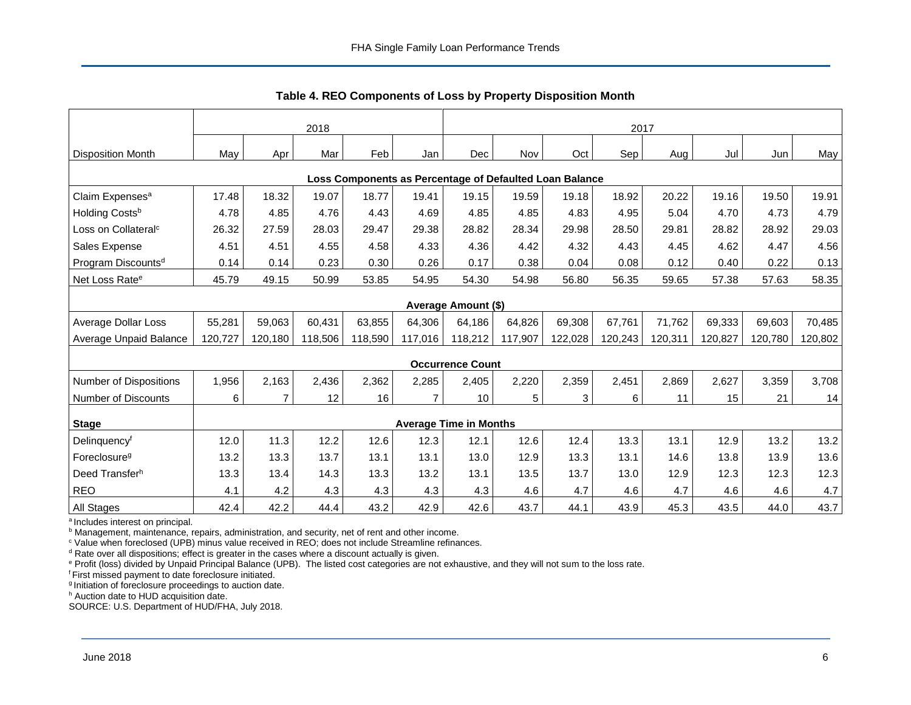## Table 4. REO Components of Loss by Property Disposition Month

| | 2018 | | | | | 2017 | | | | | | | |
|---|---|---|---|---|---|---|---|---|---|---|---|---|---|
| Disposition Month | May | Apr | Mar | Feb | Jan | Dec | Nov | Oct | Sep | Aug | Jul | Jun | May |
| **Loss Components as Percentage of Defaulted Loan Balance** | | | | | | | | | | | | | |
| Claim Expenses[a] | 17.48 | 18.32 | 19.07 | 18.77 | 19.41 | 19.15 | 19.59 | 19.18 | 18.92 | 20.22 | 19.16 | 19.50 | 19.91 |
| Holding Costs[b] | 4.78 | 4.85 | 4.76 | 4.43 | 4.69 | 4.85 | 4.85 | 4.83 | 4.95 | 5.04 | 4.70 | 4.73 | 4.79 |
| Loss on Collateral[c] | 26.32 | 27.59 | 28.03 | 29.47 | 29.38 | 28.82 | 28.34 | 29.98 | 28.50 | 29.81 | 28.82 | 28.92 | 29.03 |
| Sales Expense | 4.51 | 4.51 | 4.55 | 4.58 | 4.33 | 4.36 | 4.42 | 4.32 | 4.43 | 4.45 | 4.62 | 4.47 | 4.56 |
| Program Discounts[d] | 0.14 | 0.14 | 0.23 | 0.30 | 0.26 | 0.17 | 0.38 | 0.04 | 0.08 | 0.12 | 0.40 | 0.22 | 0.13 |
| Net Loss Rate[e] | 45.79 | 49.15 | 50.99 | 53.85 | 54.95 | 54.30 | 54.98 | 56.80 | 56.35 | 59.65 | 57.38 | 57.63 | 58.35 |
| **Average Amount ($)** | | | | | | | | | | | | | |
| Average Dollar Loss | 55,281 | 59,063 | 60,431 | 63,855 | 64,306 | 64,186 | 64,826 | 69,308 | 67,761 | 71,762 | 69,333 | 69,603 | 70,485 |
| Average Unpaid Balance | 120,727 | 120,180 | 118,506 | 118,590 | 117,016 | 118,212 | 117,907 | 122,028 | 120,243 | 120,311 | 120,827 | 120,780 | 120,802 |
| **Occurrence Count** | | | | | | | | | | | | | |
| Number of Dispositions | 1,956 | 2,163 | 2,436 | 2,362 | 2,285 | 2,405 | 2,220 | 2,359 | 2,451 | 2,869 | 2,627 | 3,359 | 3,708 |
| Number of Discounts | 6 | 7 | 12 | 16 | 7 | 10 | 5 | 3 | 6 | 11 | 15 | 21 | 14 |
| **Stage** | **Average Time in Months** | | | | | | | | | | | | |
| Delinquency[f] | 12.0 | 11.3 | 12.2 | 12.6 | 12.3 | 12.1 | 12.6 | 12.4 | 13.3 | 13.1 | 12.9 | 13.2 | 13.2 |
| Foreclosure[g] | 13.2 | 13.3 | 13.7 | 13.1 | 13.1 | 13.0 | 12.9 | 13.3 | 13.1 | 14.6 | 13.8 | 13.9 | 13.6 |
| Deed Transfer[h] | 13.3 | 13.4 | 14.3 | 13.3 | 13.2 | 13.1 | 13.5 | 13.7 | 13.0 | 12.9 | 12.3 | 12.3 | 12.3 |
| REO | 4.1 | 4.2 | 4.3 | 4.3 | 4.3 | 4.3 | 4.6 | 4.7 | 4.6 | 4.7 | 4.6 | 4.6 | 4.7 |
| All Stages | 42.4 | 42.2 | 44.4 | 43.2 | 42.9 | 42.6 | 43.7 | 44.1 | 43.9 | 45.3 | 43.5 | 44.0 | 43.7 |

[a] Includes interest on principal.
[b] Management, maintenance, repairs, administration, and security, net of rent and other income.
[c] Value when foreclosed (UPB) minus value received in REO; does not include Streamline refinances.
[d] Rate over all dispositions; effect is greater in the cases where a discount actually is given.
[e] Profit (loss) divided by Unpaid Principal Balance (UPB). The listed cost categories are not exhaustive, and they will not sum to the loss rate.
[f] First missed payment to date foreclosure initiated.
[g] Initiation of foreclosure proceedings to auction date.
[h] Auction date to HUD acquisition date.
SOURCE: U.S. Department of HUD/FHA, July 2018.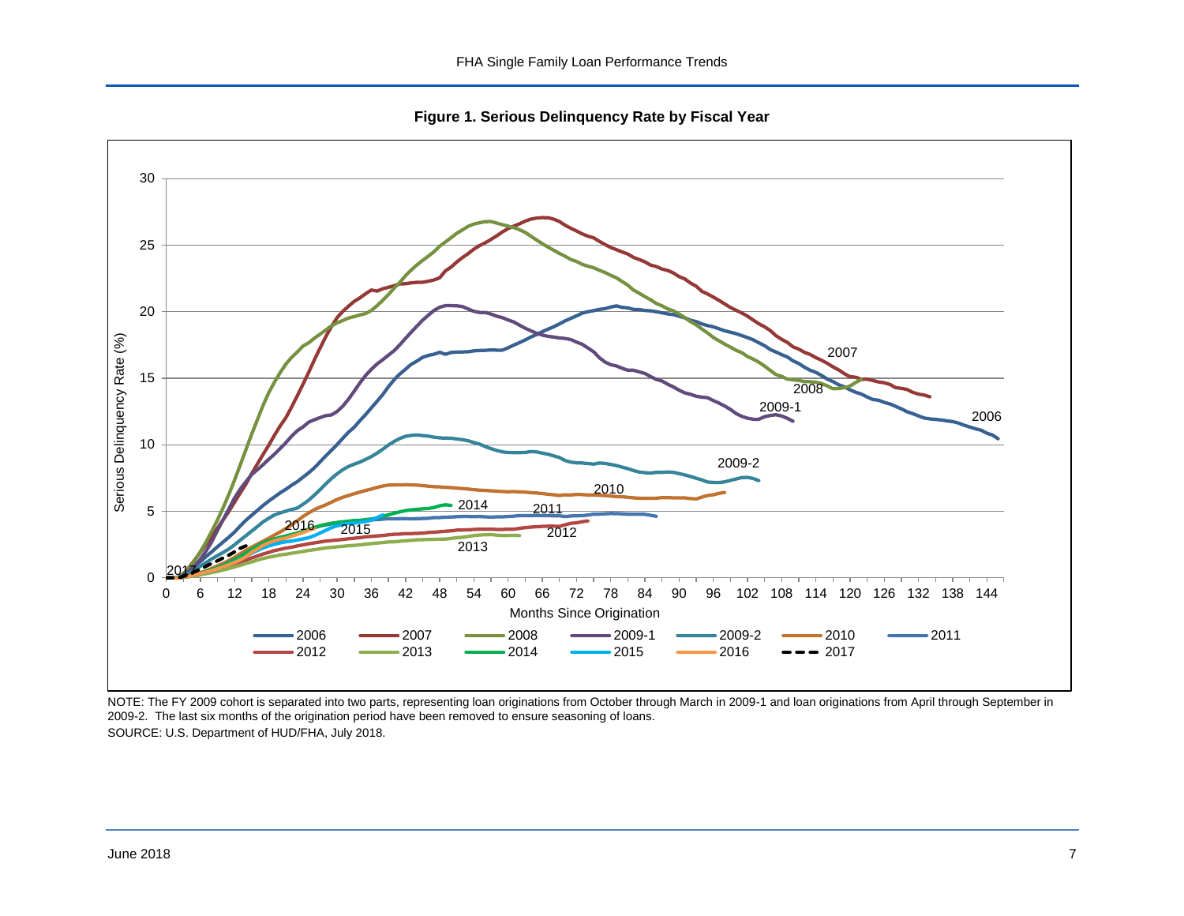**Figure 1. Serious Delinquency Rate by Fiscal Year**

NOTE: The FY 2009 cohort is separated into two parts, representing loan originations from October through March in 2009-1 and loan originations from April through September in 2009-2. The last six months of the origination period have been removed to ensure seasoning of loans.

SOURCE: U.S. Department of HUD/FHA, July 2018.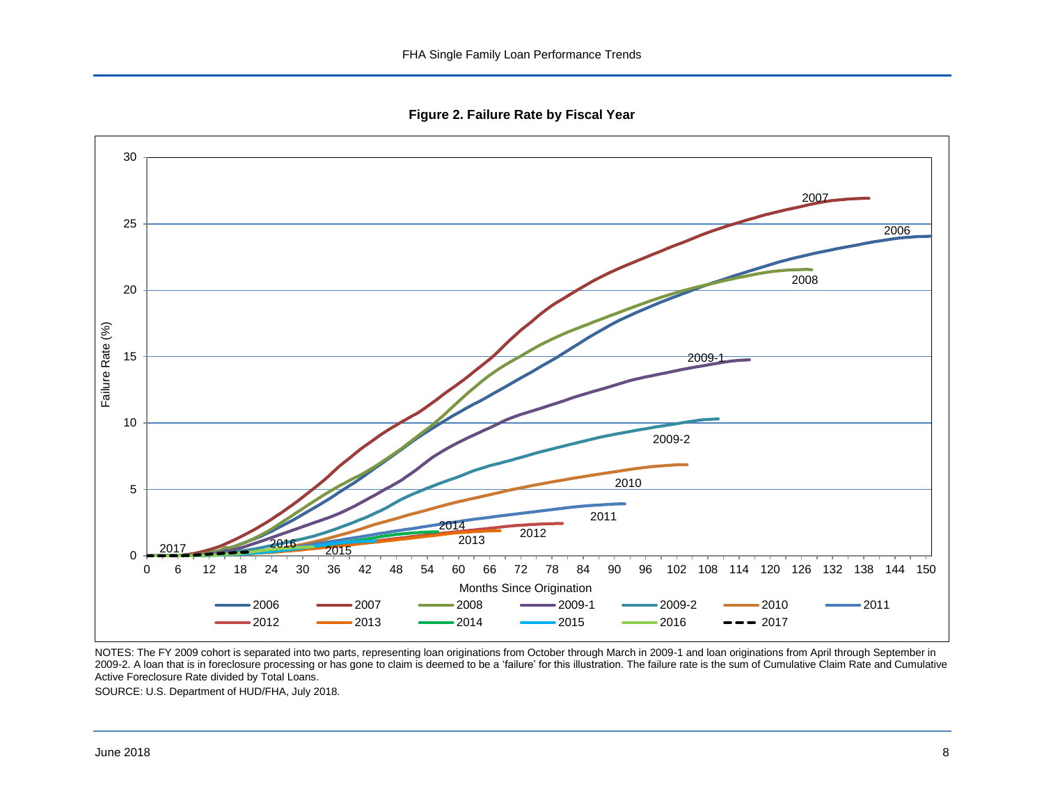**Figure 2. Failure Rate by Fiscal Year**

Failure Rate (%)

30
25
20
15
10
5
0

0 6 12 18 24 30 36 42 48 54 60 66 72 78 84 90 96 102 108 114 120 126 132 138 144 150

Months Since Origination

2007
2006
2008
2009-1
2009-2
2010
2011
2012
2013
2014
2015
2016
2017

Legend: 2006, 2007, 2008, 2009-1, 2009-2, 2010, 2011, 2012, 2013, 2014, 2015, 2016, 2017

NOTES: The FY 2009 cohort is separated into two parts, representing loan originations from October through March in 2009-1 and loan originations from April through September in 2009-2. A loan that is in foreclosure processing or has gone to claim is deemed to be a 'failure' for this illustration. The failure rate is the sum of Cumulative Claim Rate and Cumulative Active Foreclosure Rate divided by Total Loans.

SOURCE: U.S. Department of HUD/FHA, July 2018.